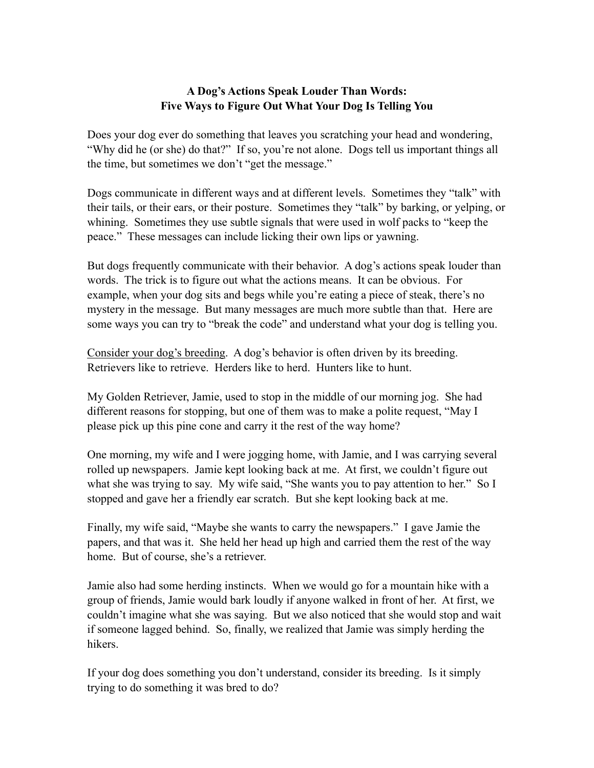# A Dog's Actions Speak Louder Than Words: Five Ways to Figure Out What Your Dog Is Telling You

Does your dog ever do something that leaves you scratching your head and wondering, "Why did he (or she) do that?" If so, you're not alone. Dogs tell us important things all the time, but sometimes we don't "get the message."

Dogs communicate in different ways and at different levels. Sometimes they "talk" with their tails, or their ears, or their posture. Sometimes they "talk" by barking, or yelping, or whining. Sometimes they use subtle signals that were used in wolf packs to "keep the peace." These messages can include licking their own lips or yawning.

But dogs frequently communicate with their behavior. A dog's actions speak louder than words. The trick is to figure out what the actions means. It can be obvious. For example, when your dog sits and begs while you're eating a piece of steak, there's no mystery in the message. But many messages are much more subtle than that. Here are some ways you can try to "break the code" and understand what your dog is telling you.

<u>Consider your dog's breeding</u>. A dog's behavior is often driven by its breeding. Retrievers like to retrieve. Herders like to herd. Hunters like to hunt.

My Golden Retriever, Jamie, used to stop in the middle of our morning jog. She had different reasons for stopping, but one of them was to make a polite request, "May I please pick up this pine cone and carry it the rest of the way home?

One morning, my wife and I were jogging home, with Jamie, and I was carrying several rolled up newspapers. Jamie kept looking back at me. At first, we couldn't figure out what she was trying to say. My wife said, "She wants you to pay attention to her." So I stopped and gave her a friendly ear scratch. But she kept looking back at me.

Finally, my wife said, "Maybe she wants to carry the newspapers." I gave Jamie the papers, and that was it. She held her head up high and carried them the rest of the way home. But of course, she's a retriever.

Jamie also had some herding instincts. When we would go for a mountain hike with a group of friends, Jamie would bark loudly if anyone walked in front of her. At first, we couldn't imagine what she was saying. But we also noticed that she would stop and wait if someone lagged behind. So, finally, we realized that Jamie was simply herding the hikers.

If your dog does something you don't understand, consider its breeding. Is it simply trying to do something it was bred to do?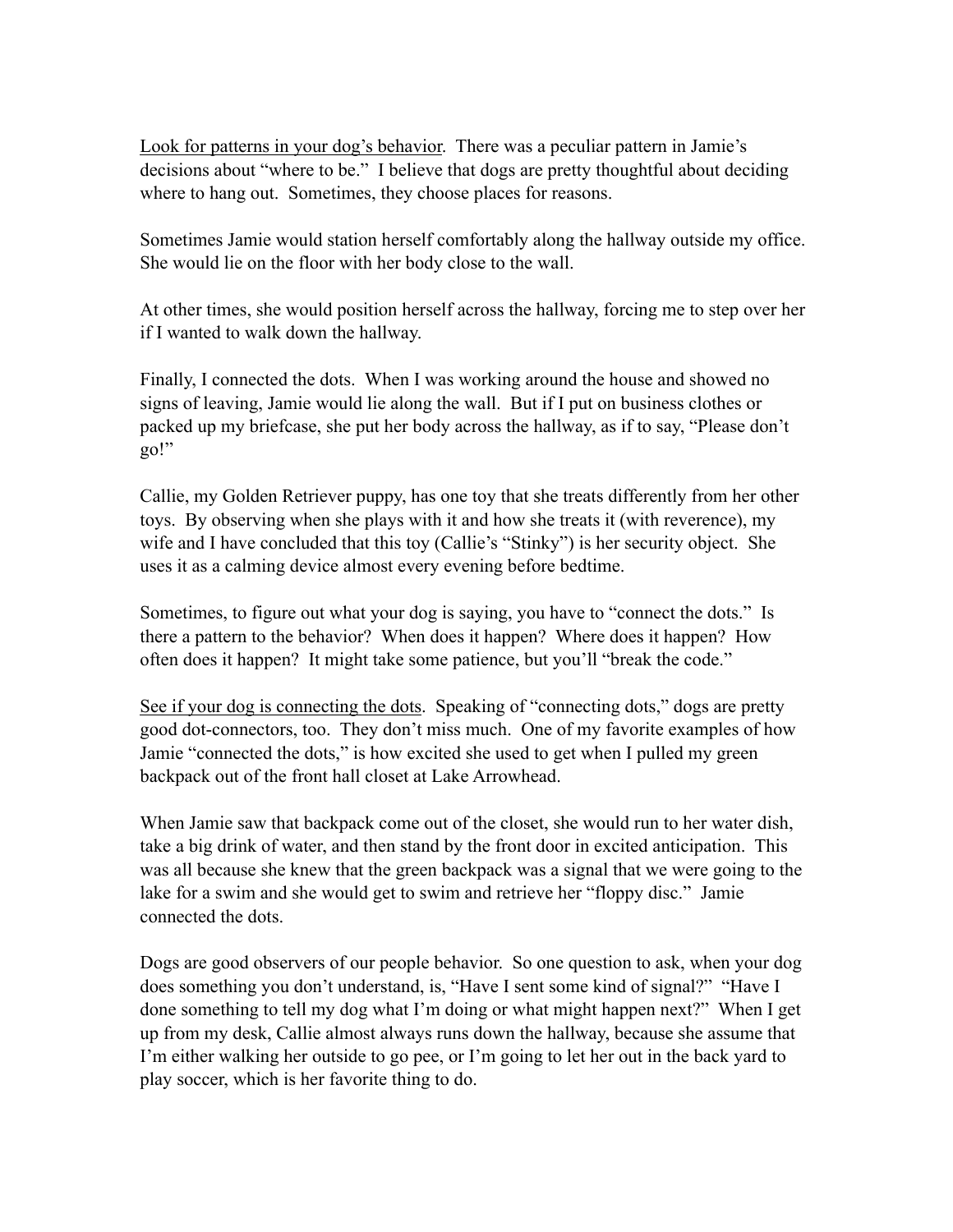<u>Look for patterns in your dog's behavior</u>. There was a peculiar pattern in Jamie's decisions about "where to be." I believe that dogs are pretty thoughtful about deciding where to hang out. Sometimes, they choose places for reasons.

Sometimes Jamie would station herself comfortably along the hallway outside my office. She would lie on the floor with her body close to the wall.

At other times, she would position herself across the hallway, forcing me to step over her if I wanted to walk down the hallway.

Finally, I connected the dots. When I was working around the house and showed no signs of leaving, Jamie would lie along the wall. But if I put on business clothes or packed up my briefcase, she put her body across the hallway, as if to say, "Please don't go!"

Callie, my Golden Retriever puppy, has one toy that she treats differently from her other toys. By observing when she plays with it and how she treats it (with reverence), my wife and I have concluded that this toy (Callie's "Stinky") is her security object. She uses it as a calming device almost every evening before bedtime.

Sometimes, to figure out what your dog is saying, you have to "connect the dots." Is there a pattern to the behavior? When does it happen? Where does it happen? How often does it happen? It might take some patience, but you'll "break the code."

<u>See if your dog is connecting the dots</u>. Speaking of "connecting dots," dogs are pretty good dot-connectors, too. They don't miss much. One of my favorite examples of how Jamie "connected the dots," is how excited she used to get when I pulled my green backpack out of the front hall closet at Lake Arrowhead.

When Jamie saw that backpack come out of the closet, she would run to her water dish, take a big drink of water, and then stand by the front door in excited anticipation. This was all because she knew that the green backpack was a signal that we were going to the lake for a swim and she would get to swim and retrieve her "floppy disc." Jamie connected the dots.

Dogs are good observers of our people behavior. So one question to ask, when your dog does something you don't understand, is, "Have I sent some kind of signal?" "Have I done something to tell my dog what I'm doing or what might happen next?" When I get up from my desk, Callie almost always runs down the hallway, because she assume that I'm either walking her outside to go pee, or I'm going to let her out in the back yard to play soccer, which is her favorite thing to do.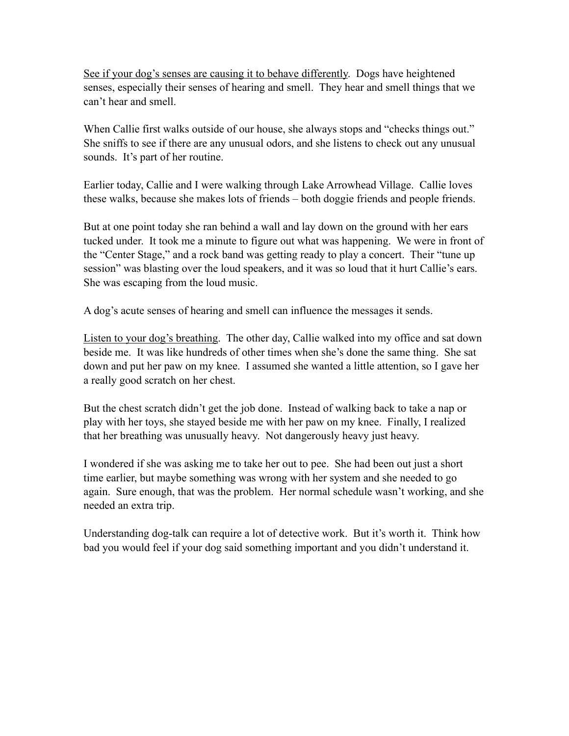<u>See if your dog's senses are causing it to behave differently</u>. Dogs have heightened senses, especially their senses of hearing and smell. They hear and smell things that we can't hear and smell.

When Callie first walks outside of our house, she always stops and "checks things out." She sniffs to see if there are any unusual odors, and she listens to check out any unusual sounds. It's part of her routine.

Earlier today, Callie and I were walking through Lake Arrowhead Village. Callie loves these walks, because she makes lots of friends – both doggie friends and people friends.

But at one point today she ran behind a wall and lay down on the ground with her ears tucked under. It took me a minute to figure out what was happening. We were in front of the "Center Stage," and a rock band was getting ready to play a concert. Their "tune up session" was blasting over the loud speakers, and it was so loud that it hurt Callie's ears. She was escaping from the loud music.

A dog's acute senses of hearing and smell can influence the messages it sends.

<u>Listen to your dog's breathing</u>. The other day, Callie walked into my office and sat down beside me. It was like hundreds of other times when she's done the same thing. She sat down and put her paw on my knee. I assumed she wanted a little attention, so I gave her a really good scratch on her chest.

But the chest scratch didn't get the job done. Instead of walking back to take a nap or play with her toys, she stayed beside me with her paw on my knee. Finally, I realized that her breathing was unusually heavy. Not dangerously heavy just heavy.

I wondered if she was asking me to take her out to pee. She had been out just a short time earlier, but maybe something was wrong with her system and she needed to go again. Sure enough, that was the problem. Her normal schedule wasn't working, and she needed an extra trip.

Understanding dog-talk can require a lot of detective work. But it's worth it. Think how bad you would feel if your dog said something important and you didn't understand it.